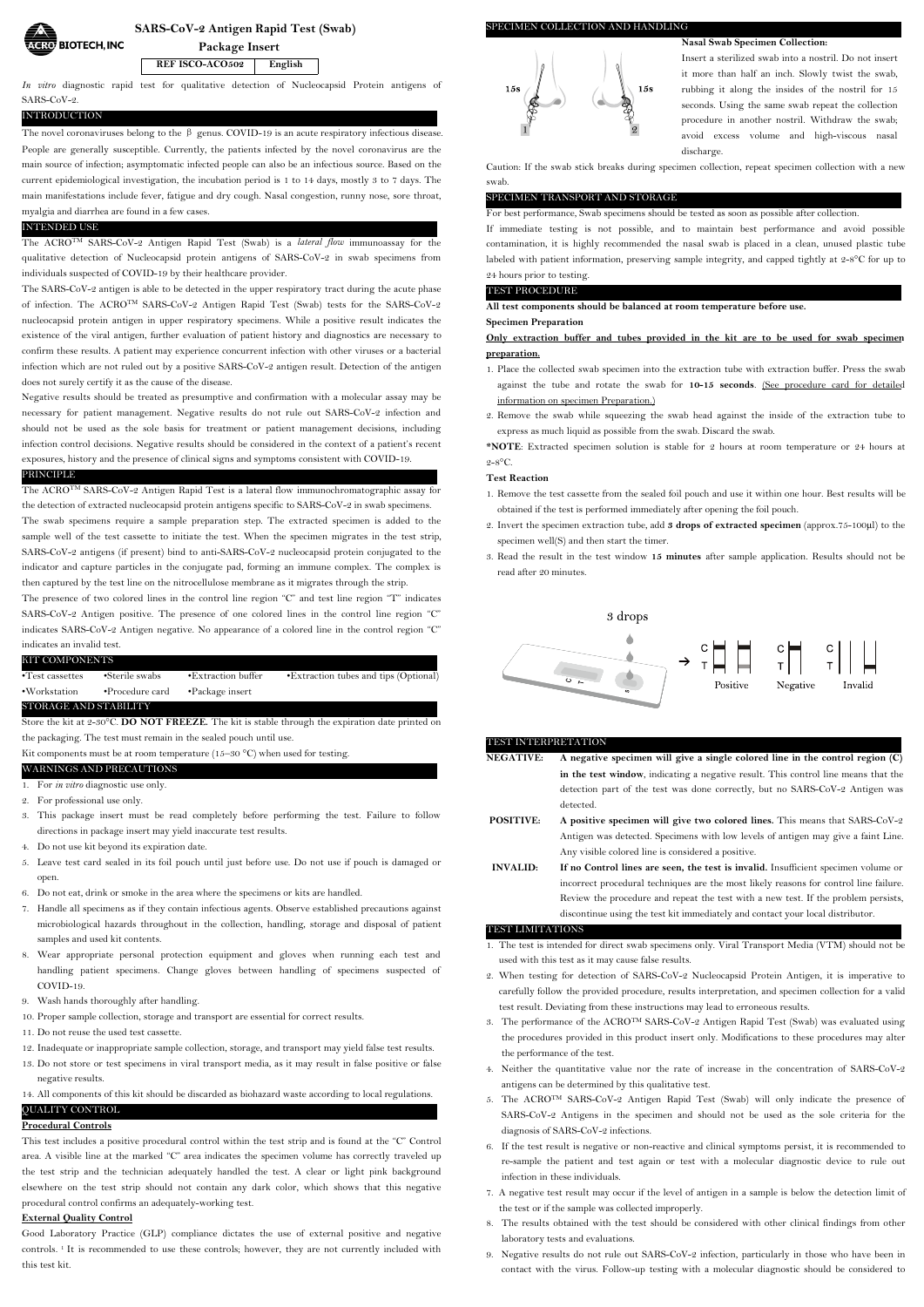# SARS-CoV-2 Antigen Rapid Test (Swab)

## Package Insert

| REF ISCO-ACO502 | English |
|---|---|

*In vitro* diagnostic rapid test for qualitative detection of Nucleocapsid Protein antigens of SARS-CoV-2.

## INTRODUCTION

The novel coronaviruses belong to the β genus. COVID-19 is an acute respiratory infectious disease. People are generally susceptible. Currently, the patients infected by the novel coronavirus are the main source of infection; asymptomatic infected people can also be an infectious source. Based on the current epidemiological investigation, the incubation period is 1 to 14 days, mostly 3 to 7 days. The main manifestations include fever, fatigue and dry cough. Nasal congestion, runny nose, sore throat, myalgia and diarrhea are found in a few cases.

## INTENDED USE

The ACRO™ SARS-CoV-2 Antigen Rapid Test (Swab) is a *lateral flow* immunoassay for the qualitative detection of Nucleocapsid protein antigens of SARS-CoV-2 in swab specimens from individuals suspected of COVID-19 by their healthcare provider.

The SARS-CoV-2 antigen is able to be detected in the upper respiratory tract during the acute phase of infection. The ACRO™ SARS-CoV-2 Antigen Rapid Test (Swab) tests for the SARS-CoV-2 nucleocapsid protein antigen in upper respiratory specimens. While a positive result indicates the existence of the viral antigen, further evaluation of patient history and diagnostics are necessary to confirm these results. A patient may experience concurrent infection with other viruses or a bacterial infection which are not ruled out by a positive SARS-CoV-2 antigen result. Detection of the antigen does not surely certify it as the cause of the disease.

Negative results should be treated as presumptive and confirmation with a molecular assay may be necessary for patient management. Negative results do not rule out SARS-CoV-2 infection and should not be used as the sole basis for treatment or patient management decisions, including infection control decisions. Negative results should be considered in the context of a patient's recent exposures, history and the presence of clinical signs and symptoms consistent with COVID-19.

## PRINCIPLE

The ACRO™ SARS-CoV-2 Antigen Rapid Test is a lateral flow immunochromatographic assay for the detection of extracted nucleocapsid protein antigens specific to SARS-CoV-2 in swab specimens.

The swab specimens require a sample preparation step. The extracted specimen is added to the sample well of the test cassette to initiate the test. When the specimen migrates in the test strip, SARS-CoV-2 antigens (if present) bind to anti-SARS-CoV-2 nucleocapsid protein conjugated to the indicator and capture particles in the conjugate pad, forming an immune complex. The complex is then captured by the test line on the nitrocellulose membrane as it migrates through the strip.

The presence of two colored lines in the control line region "C" and test line region "T" indicates SARS-CoV-2 Antigen positive. The presence of one colored lines in the control line region "C" indicates SARS-CoV-2 Antigen negative. No appearance of a colored line in the control region "C" indicates an invalid test.

## KIT COMPONENTS

- Test cassettes
- Sterile swabs
- Extraction buffer
- Extraction tubes and tips (Optional)
- Workstation
- Procedure card
- Package insert

## STORAGE AND STABILITY

Store the kit at 2-30°C. **DO NOT FREEZE.** The kit is stable through the expiration date printed on the packaging. The test must remain in the sealed pouch until use.

Kit components must be at room temperature (15–30 °C) when used for testing.

## WARNINGS AND PRECAUTIONS

1. For *in vitro* diagnostic use only.
2. For professional use only.
3. This package insert must be read completely before performing the test. Failure to follow directions in package insert may yield inaccurate test results.
4. Do not use kit beyond its expiration date.
5. Leave test card sealed in its foil pouch until just before use. Do not use if pouch is damaged or open.
6. Do not eat, drink or smoke in the area where the specimens or kits are handled.
7. Handle all specimens as if they contain infectious agents. Observe established precautions against microbiological hazards throughout in the collection, handling, storage and disposal of patient samples and used kit contents.
8. Wear appropriate personal protection equipment and gloves when running each test and handling patient specimens. Change gloves between handling of specimens suspected of COVID-19.
9. Wash hands thoroughly after handling.
10. Proper sample collection, storage and transport are essential for correct results.
11. Do not reuse the used test cassette.
12. Inadequate or inappropriate sample collection, storage, and transport may yield false test results.
13. Do not store or test specimens in viral transport media, as it may result in false positive or false negative results.
14. All components of this kit should be discarded as biohazard waste according to local regulations.

## QUALITY CONTROL

**Procedural Controls**

This test includes a positive procedural control within the test strip and is found at the "C" Control area. A visible line at the marked "C" area indicates the specimen volume has correctly traveled up the test strip and the technician adequately handled the test. A clear or light pink background elsewhere on the test strip should not contain any dark color, which shows that this negative procedural control confirms an adequately-working test.

**External Quality Control**

Good Laboratory Practice (GLP) compliance dictates the use of external positive and negative controls. [1] It is recommended to use these controls; however, they are not currently included with this test kit.

## SPECIMEN COLLECTION AND HANDLING

**Nasal Swab Specimen Collection:**

Insert a sterilized swab into a nostril. Do not insert it more than half an inch. Slowly twist the swab, rubbing it along the insides of the nostril for 15 seconds. Using the same swab repeat the collection procedure in another nostril. Withdraw the swab; avoid excess volume and high-viscous nasal discharge.

Caution: If the swab stick breaks during specimen collection, repeat specimen collection with a new swab.

## SPECIMEN TRANSPORT AND STORAGE

For best performance, Swab specimens should be tested as soon as possible after collection.

If immediate testing is not possible, and to maintain best performance and avoid possible contamination, it is highly recommended the nasal swab is placed in a clean, unused plastic tube labeled with patient information, preserving sample integrity, and capped tightly at 2-8°C for up to 24 hours prior to testing.

## TEST PROCEDURE

**All test components should be balanced at room temperature before use.**

**Specimen Preparation**

**Only extraction buffer and tubes provided in the kit are to be used for swab specimen preparation.**

1. Place the collected swab specimen into the extraction tube with extraction buffer. Press the swab against the tube and rotate the swab for **10-15 seconds**. (See procedure card for detailed information on specimen Preparation.)
2. Remove the swab while squeezing the swab head against the inside of the extraction tube to express as much liquid as possible from the swab. Discard the swab.

***NOTE**: Extracted specimen solution is stable for 2 hours at room temperature or 24 hours at 2-8°C.

**Test Reaction**

1. Remove the test cassette from the sealed foil pouch and use it within one hour. Best results will be obtained if the test is performed immediately after opening the foil pouch.
2. Invert the specimen extraction tube, add **3 drops of extracted specimen** (approx.75-100μl) to the specimen well(S) and then start the timer.
3. Read the result in the test window **15 minutes** after sample application. Results should not be read after 20 minutes.

3 drops

Positive Negative Invalid

## TEST INTERPRETATION

**NEGATIVE:** **A negative specimen will give a single colored line in the control region (C) in the test window**, indicating a negative result. This control line means that the detection part of the test was done correctly, but no SARS-CoV-2 Antigen was detected.

**POSITIVE:** **A positive specimen will give two colored lines.** This means that SARS-CoV-2 Antigen was detected. Specimens with low levels of antigen may give a faint Line. Any visible colored line is considered a positive.

**INVALID:** **If no Control lines are seen, the test is invalid.** Insufficient specimen volume or incorrect procedural techniques are the most likely reasons for control line failure. Review the procedure and repeat the test with a new test. If the problem persists, discontinue using the test kit immediately and contact your local distributor.

## TEST LIMITATIONS

1. The test is intended for direct swab specimens only. Viral Transport Media (VTM) should not be used with this test as it may cause false results.
2. When testing for detection of SARS-CoV-2 Nucleocapsid Protein Antigen, it is imperative to carefully follow the provided procedure, results interpretation, and specimen collection for a valid test result. Deviating from these instructions may lead to erroneous results.
3. The performance of the ACRO™ SARS-CoV-2 Antigen Rapid Test (Swab) was evaluated using the procedures provided in this product insert only. Modifications to these procedures may alter the performance of the test.
4. Neither the quantitative value nor the rate of increase in the concentration of SARS-CoV-2 antigens can be determined by this qualitative test.
5. The ACRO™ SARS-CoV-2 Antigen Rapid Test (Swab) will only indicate the presence of SARS-CoV-2 Antigens in the specimen and should not be used as the sole criteria for the diagnosis of SARS-CoV-2 infections.
6. If the test result is negative or non-reactive and clinical symptoms persist, it is recommended to re-sample the patient and test again or test with a molecular diagnostic device to rule out infection in these individuals.
7. A negative test result may occur if the level of antigen in a sample is below the detection limit of the test or if the sample was collected improperly.
8. The results obtained with the test should be considered with other clinical findings from other laboratory tests and evaluations.
9. Negative results do not rule out SARS-CoV-2 infection, particularly in those who have been in contact with the virus. Follow-up testing with a molecular diagnostic should be considered to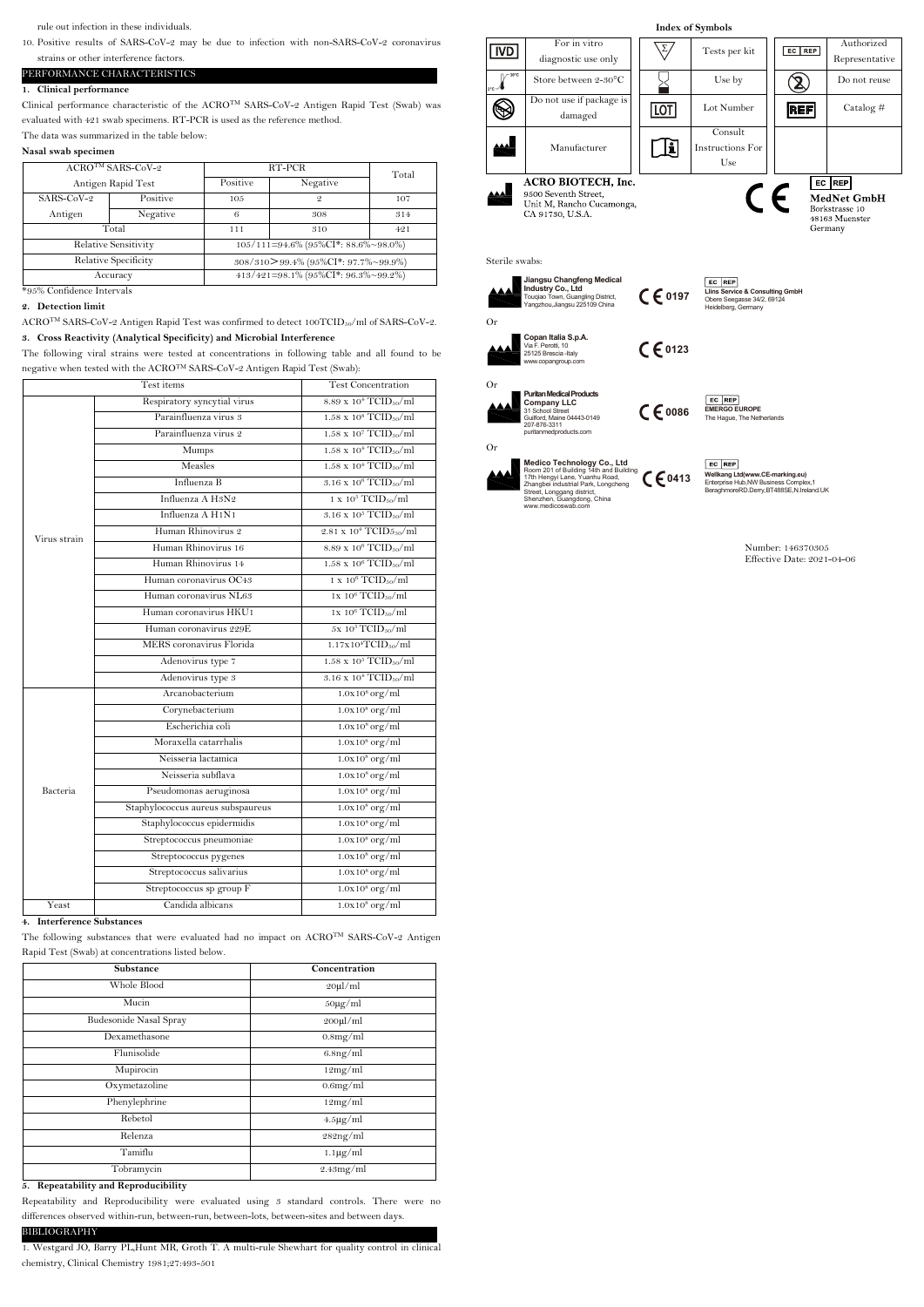rule out infection in these individuals.

10. Positive results of SARS-CoV-2 may be due to infection with non-SARS-CoV-2 coronavirus strains or other interference factors.

## PERFORMANCE CHARACTERISTICS

### 1. Clinical performance

Clinical performance characteristic of the ACRO™ SARS-CoV-2 Antigen Rapid Test (Swab) was evaluated with 421 swab specimens. RT-PCR is used as the reference method.

The data was summarized in the table below:

**Nasal swab specimen**

| ACRO™ SARS-CoV-2 Antigen Rapid Test | | RT-PCR | | Total |
|---|---|---|---|---|
| | | Positive | Negative | |
| SARS-CoV-2 Antigen | Positive | 105 | 2 | 107 |
| | Negative | 6 | 308 | 314 |
| Total | | 111 | 310 | 421 |
| Relative Sensitivity | | 105/111=94.6% (95%CI*: 88.6%~98.0%) | | |
| Relative Specificity | | 308/310>99.4% (95%CI*: 97.7%~99.9%) | | |
| Accuracy | | 413/421=98.1% (95%CI*: 96.3%~99.2%) | | |

*95% Confidence Intervals

### 2. Detection limit

ACRO™ SARS-CoV-2 Antigen Rapid Test was confirmed to detect 100$TCID_{50}$/ml of SARS-CoV-2.

### 3. Cross Reactivity (Analytical Specificity) and Microbial Interference

The following viral strains were tested at concentrations in following table and all found to be negative when tested with the ACRO™ SARS-CoV-2 Antigen Rapid Test (Swab):

| Test items | | Test Concentration |
|---|---|---|
| Virus strain | Respiratory syncytial virus | $8.89 \times 10^{4}$ $TCID_{50}$/ml |
| | Parainfluenza virus 3 | $1.58 \times 10^{8}$ $TCID_{50}$/ml |
| | Parainfluenza virus 2 | $1.58 \times 10^{7}$ $TCID_{50}$/ml |
| | Mumps | $1.58 \times 10^{4}$ $TCID_{50}$/ml |
| | Measles | $1.58 \times 10^{4}$ $TCID_{50}$/ml |
| | Influenza B | $3.16 \times 10^{6}$ $TCID_{50}$/ml |
| | Influenza A H3N2 | $1 \times 10^{5}$ $TCID_{50}$/ml |
| | Influenza A H1N1 | $3.16 \times 10^{5}$ $TCID_{50}$/ml |
| | Human Rhinovirus 2 | $2.81 \times 10^{4}$ $TCID_{50}$/ml |
| | Human Rhinovirus 16 | $8.89 \times 10^{6}$ $TCID_{50}$/ml |
| | Human Rhinovirus 14 | $1.58 \times 10^{6}$ $TCID_{50}$/ml |
| | Human coronavirus OC43 | $1 \times 10^{6}$ $TCID_{50}$/ml |
| | Human coronavirus NL63 | $1 \times 10^{6}$ $TCID_{50}$/ml |
| | Human coronavirus HKU1 | $1 \times 10^{6}$ $TCID_{50}$/ml |
| | Human coronavirus 229E | $5 \times 10^{5}$ $TCID_{50}$/ml |
| | MERS coronavirus Florida | $1.17 \times 10^{4}$ $TCID_{50}$/ml |
| | Adenovirus type 7 | $1.58 \times 10^{5}$ $TCID_{50}$/ml |
| | Adenovirus type 3 | $3.16 \times 10^{4}$ $TCID_{50}$/ml |
| Bacteria | Arcanobacterium | $1.0 \times 10^{8}$ org/ml |
| | Corynebacterium | $1.0 \times 10^{8}$ org/ml |
| | Escherichia coli | $1.0 \times 10^{8}$ org/ml |
| | Moraxella catarrhalis | $1.0 \times 10^{8}$ org/ml |
| | Neisseria lactamica | $1.0 \times 10^{8}$ org/ml |
| | Neisseria subflava | $1.0 \times 10^{8}$ org/ml |
| | Pseudomonas aeruginosa | $1.0 \times 10^{8}$ org/ml |
| | Staphylococcus aureus subspaureus | $1.0 \times 10^{8}$ org/ml |
| | Staphylococcus epidermidis | $1.0 \times 10^{8}$ org/ml |
| | Streptococcus pneumoniae | $1.0 \times 10^{8}$ org/ml |
| | Streptococcus pygenes | $1.0 \times 10^{8}$ org/ml |
| | Streptococcus salivarius | $1.0 \times 10^{8}$ org/ml |
| | Streptococcus sp group F | $1.0 \times 10^{8}$ org/ml |
| Yeast | Candida albicans | $1.0 \times 10^{8}$ org/ml |

### 4. Interference Substances

The following substances that were evaluated had no impact on ACRO™ SARS-CoV-2 Antigen Rapid Test (Swab) at concentrations listed below.

| Substance | Concentration |
|---|---|
| Whole Blood | 20μl/ml |
| Mucin | 50μg/ml |
| Budesonide Nasal Spray | 200μl/ml |
| Dexamethasone | 0.8mg/ml |
| Flunisolide | 6.8ng/ml |
| Mupirocin | 12mg/ml |
| Oxymetazoline | 0.6mg/ml |
| Phenylephrine | 12mg/ml |
| Rebetol | 4.5μg/ml |
| Relenza | 282ng/ml |
| Tamiflu | 1.1μg/ml |
| Tobramycin | 2.43mg/ml |

### 5. Repeatability and Reproducibility

Repeatability and Reproducibility were evaluated using 3 standard controls. There were no differences observed within-run, between-run, between-lots, between-sites and between days.

## BIBLIOGRAPHY

1. Westgard JO, Barry PL,Hunt MR, Groth T. A multi-rule Shewhart for quality control in clinical chemistry, Clinical Chemistry 1981;27:493-501

**Index of Symbols**

| Symbol | Meaning | Symbol | Meaning | Symbol | Meaning |
|---|---|---|---|---|---|
| IVD | For in vitro diagnostic use only | Σ | Tests per kit | EC REP | Authorized Representative |
| 2°C–30°C | Store between 2-30°C | ⌛ | Use by | ② | Do not reuse |
| ⊘ | Do not use if package is damaged | LOT | Lot Number | REF | Catalog # |
| 🏭 | Manufacturer | i | Consult Instructions For Use | | |

**ACRO BIOTECH, Inc.**
9500 Seventh Street,
Unit M, Rancho Cucamonga,
CA 91730, U.S.A.

CE

EC REP
**MedNet GmbH**
Borkstrasse 10
48163 Muenster
Germany

Sterile swabs:

**Jiangsu Changfeng Medical Industry Co., Ltd**
Tougiao Town, Guangling District, Yangzhou,Jiangsu 225109 China
CE 0197
EC REP
**Llins Service & Consulting GmbH**
Obere Seegasse 34/2, 69124 Heidelberg, Germany

Or

**Copan Italia S.p.A.**
Via F. Perotti, 10
25125 Brescia -Italy
www.copangroup.com
CE 0123

Or

**Puritan Medical Products Company LLC**
31 School Street
Guilford, Maine 04443-0149
207-876-3311
puritanmedproducts.com
CE 0086
EC REP
**EMERGO EUROPE**
The Hague, The Netherlands

Or

**Medico Technology Co., Ltd**
Room 201 of Building 14th and Building 17th Hengyi Lane, Yuanhu Road, Zhangbei industrial Park, Longcheng Street, Longgang district, Shenzhen, Guangdong, China
www.medicoswab.com
CE 0413
EC REP
**Wellkang Ltd(www.CE-marking.eu)**
Enterprise Hub,NW Business Complex,1 BeraghmoreRD.Derry,BT488SE,N.Ireland.UK

Number: 146370305
Effective Date: 2021-04-06